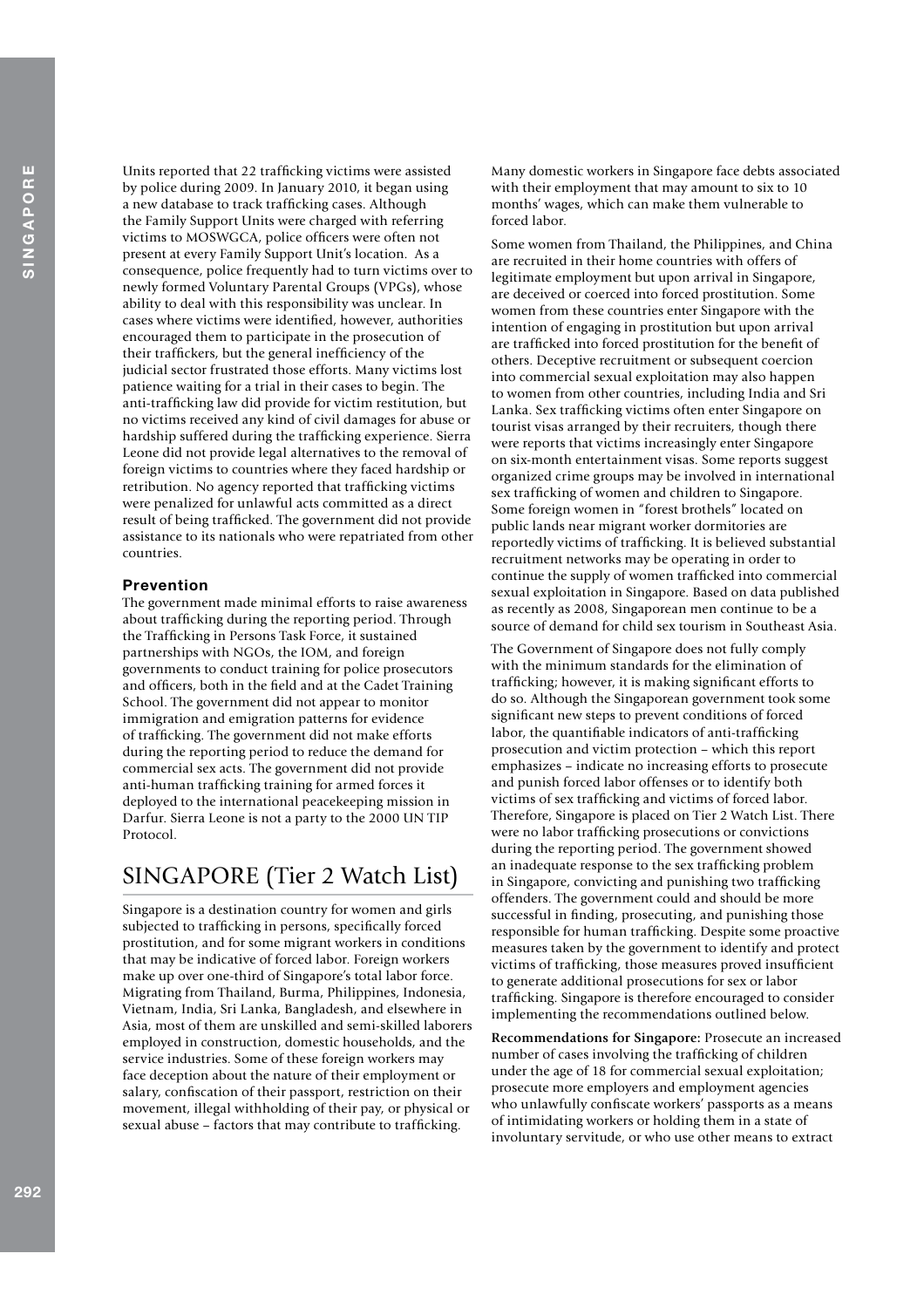Units reported that 22 trafficking victims were assisted by police during 2009. In January 2010, it began using a new database to track trafficking cases. Although the Family Support Units were charged with referring victims to MOSWGCA, police officers were often not present at every Family Support Unit's location. As a consequence, police frequently had to turn victims over to newly formed Voluntary Parental Groups (VPGs), whose ability to deal with this responsibility was unclear. In cases where victims were identified, however, authorities encouraged them to participate in the prosecution of their traffickers, but the general inefficiency of the judicial sector frustrated those efforts. Many victims lost patience waiting for a trial in their cases to begin. The anti-trafficking law did provide for victim restitution, but no victims received any kind of civil damages for abuse or hardship suffered during the trafficking experience. Sierra Leone did not provide legal alternatives to the removal of foreign victims to countries where they faced hardship or retribution. No agency reported that trafficking victims were penalized for unlawful acts committed as a direct result of being trafficked. The government did not provide assistance to its nationals who were repatriated from other countries.

### Prevention

The government made minimal efforts to raise awareness about trafficking during the reporting period. Through the Trafficking in Persons Task Force, it sustained partnerships with NGOs, the IOM, and foreign governments to conduct training for police prosecutors and officers, both in the field and at the Cadet Training School. The government did not appear to monitor immigration and emigration patterns for evidence of trafficking. The government did not make efforts during the reporting period to reduce the demand for commercial sex acts. The government did not provide anti-human trafficking training for armed forces it deployed to the international peacekeeping mission in Darfur. Sierra Leone is not a party to the 2000 UN TIP Protocol.

## SINGAPORE (Tier 2 Watch List)

Singapore is a destination country for women and girls subjected to trafficking in persons, specifically forced prostitution, and for some migrant workers in conditions that may be indicative of forced labor. Foreign workers make up over one-third of Singapore's total labor force. Migrating from Thailand, Burma, Philippines, Indonesia, Vietnam, India, Sri Lanka, Bangladesh, and elsewhere in Asia, most of them are unskilled and semi-skilled laborers employed in construction, domestic households, and the service industries. Some of these foreign workers may face deception about the nature of their employment or salary, confiscation of their passport, restriction on their movement, illegal withholding of their pay, or physical or sexual abuse – factors that may contribute to trafficking. Many domestic workers in Singapore face debts associated with their employment that may amount to six to 10 months' wages, which can make them vulnerable to forced labor.

Some women from Thailand, the Philippines, and China are recruited in their home countries with offers of legitimate employment but upon arrival in Singapore, are deceived or coerced into forced prostitution. Some women from these countries enter Singapore with the intention of engaging in prostitution but upon arrival are trafficked into forced prostitution for the benefit of others. Deceptive recruitment or subsequent coercion into commercial sexual exploitation may also happen to women from other countries, including India and Sri Lanka. Sex trafficking victims often enter Singapore on tourist visas arranged by their recruiters, though there were reports that victims increasingly enter Singapore on six-month entertainment visas. Some reports suggest organized crime groups may be involved in international sex trafficking of women and children to Singapore. Some foreign women in "forest brothels" located on public lands near migrant worker dormitories are reportedly victims of trafficking. It is believed substantial recruitment networks may be operating in order to continue the supply of women trafficked into commercial sexual exploitation in Singapore. Based on data published as recently as 2008, Singaporean men continue to be a source of demand for child sex tourism in Southeast Asia.

The Government of Singapore does not fully comply with the minimum standards for the elimination of trafficking; however, it is making significant efforts to do so. Although the Singaporean government took some significant new steps to prevent conditions of forced labor, the quantifiable indicators of anti-trafficking prosecution and victim protection – which this report emphasizes – indicate no increasing efforts to prosecute and punish forced labor offenses or to identify both victims of sex trafficking and victims of forced labor. Therefore, Singapore is placed on Tier 2 Watch List. There were no labor trafficking prosecutions or convictions during the reporting period. The government showed an inadequate response to the sex trafficking problem in Singapore, convicting and punishing two trafficking offenders. The government could and should be more successful in finding, prosecuting, and punishing those responsible for human trafficking. Despite some proactive measures taken by the government to identify and protect victims of trafficking, those measures proved insufficient to generate additional prosecutions for sex or labor trafficking. Singapore is therefore encouraged to consider implementing the recommendations outlined below.

**Recommendations for Singapore:** Prosecute an increased number of cases involving the trafficking of children under the age of 18 for commercial sexual exploitation; prosecute more employers and employment agencies who unlawfully confiscate workers' passports as a means of intimidating workers or holding them in a state of involuntary servitude, or who use other means to extract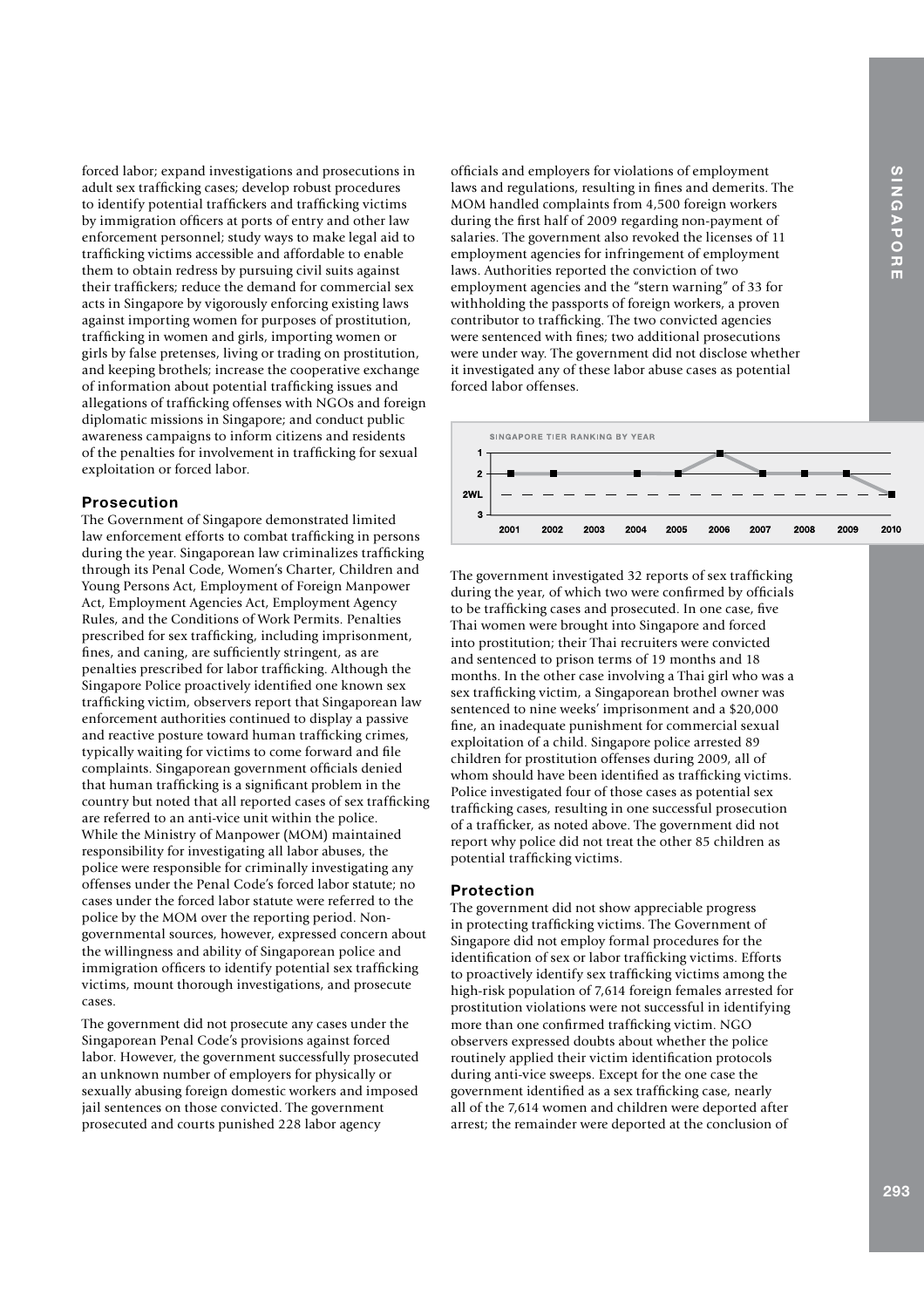forced labor; expand investigations and prosecutions in adult sex trafficking cases; develop robust procedures to identify potential traffickers and trafficking victims by immigration officers at ports of entry and other law enforcement personnel; study ways to make legal aid to trafficking victims accessible and affordable to enable them to obtain redress by pursuing civil suits against their traffickers; reduce the demand for commercial sex acts in Singapore by vigorously enforcing existing laws against importing women for purposes of prostitution, trafficking in women and girls, importing women or girls by false pretenses, living or trading on prostitution, and keeping brothels; increase the cooperative exchange of information about potential trafficking issues and allegations of trafficking offenses with NGOs and foreign diplomatic missions in Singapore; and conduct public awareness campaigns to inform citizens and residents of the penalties for involvement in trafficking for sexual exploitation or forced labor.

### Prosecution

The Government of Singapore demonstrated limited law enforcement efforts to combat trafficking in persons during the year. Singaporean law criminalizes trafficking through its Penal Code, Women's Charter, Children and Young Persons Act, Employment of Foreign Manpower Act, Employment Agencies Act, Employment Agency Rules, and the Conditions of Work Permits. Penalties prescribed for sex trafficking, including imprisonment, fines, and caning, are sufficiently stringent, as are penalties prescribed for labor trafficking. Although the Singapore Police proactively identified one known sex trafficking victim, observers report that Singaporean law enforcement authorities continued to display a passive and reactive posture toward human trafficking crimes, typically waiting for victims to come forward and file complaints. Singaporean government officials denied that human trafficking is a significant problem in the country but noted that all reported cases of sex trafficking are referred to an anti-vice unit within the police. While the Ministry of Manpower (MOM) maintained responsibility for investigating all labor abuses, the police were responsible for criminally investigating any offenses under the Penal Code's forced labor statute; no cases under the forced labor statute were referred to the police by the MOM over the reporting period. Non-governmental sources, however, expressed concern about the willingness and ability of Singaporean police and immigration officers to identify potential sex trafficking victims, mount thorough investigations, and prosecute cases.

The government did not prosecute any cases under the Singaporean Penal Code's provisions against forced labor. However, the government successfully prosecuted an unknown number of employers for physically or sexually abusing foreign domestic workers and imposed jail sentences on those convicted. The government prosecuted and courts punished 228 labor agency officials and employers for violations of employment laws and regulations, resulting in fines and demerits. The MOM handled complaints from 4,500 foreign workers during the first half of 2009 regarding non-payment of salaries. The government also revoked the licenses of 11 employment agencies for infringement of employment laws. Authorities reported the conviction of two employment agencies and the "stern warning" of 33 for withholding the passports of foreign workers, a proven contributor to trafficking. The two convicted agencies were sentenced with fines; two additional prosecutions were under way. The government did not disclose whether it investigated any of these labor abuse cases as potential forced labor offenses.

SINGAPORE TIER RANKING BY YEAR

| Year | 2001 | 2002 | 2003 | 2004 | 2005 | 2006 | 2007 | 2008 | 2009 | 2010 |
|---|---|---|---|---|---|---|---|---|---|---|
| Tier | 2 | 2 | | 2 | 2 | 1 | 2 | 2 | 2 | 2WL |

The government investigated 32 reports of sex trafficking during the year, of which two were confirmed by officials to be trafficking cases and prosecuted. In one case, five Thai women were brought into Singapore and forced into prostitution; their Thai recruiters were convicted and sentenced to prison terms of 19 months and 18 months. In the other case involving a Thai girl who was a sex trafficking victim, a Singaporean brothel owner was sentenced to nine weeks' imprisonment and a $20,000 fine, an inadequate punishment for commercial sexual exploitation of a child. Singapore police arrested 89 children for prostitution offenses during 2009, all of whom should have been identified as trafficking victims. Police investigated four of those cases as potential sex trafficking cases, resulting in one successful prosecution of a trafficker, as noted above. The government did not report why police did not treat the other 85 children as potential trafficking victims.

### Protection

The government did not show appreciable progress in protecting trafficking victims. The Government of Singapore did not employ formal procedures for the identification of sex or labor trafficking victims. Efforts to proactively identify sex trafficking victims among the high-risk population of 7,614 foreign females arrested for prostitution violations were not successful in identifying more than one confirmed trafficking victim. NGO observers expressed doubts about whether the police routinely applied their victim identification protocols during anti-vice sweeps. Except for the one case the government identified as a sex trafficking case, nearly all of the 7,614 women and children were deported after arrest; the remainder were deported at the conclusion of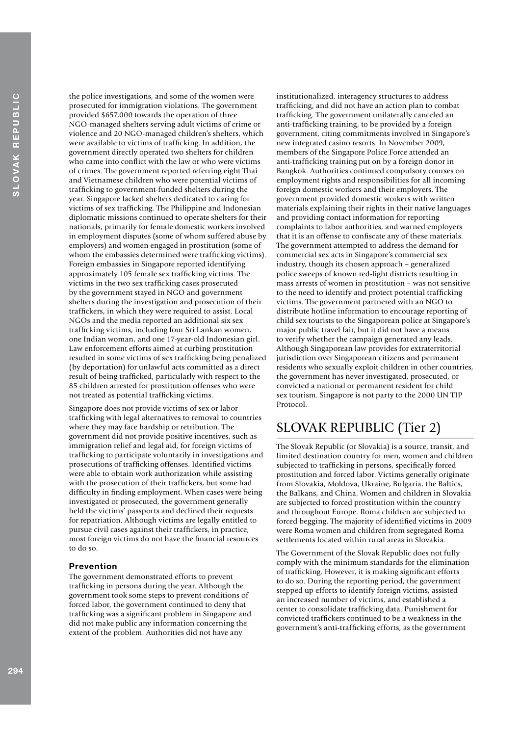the police investigations, and some of the women were prosecuted for immigration violations. The government provided $657,000 towards the operation of three NGO-managed shelters serving adult victims of crime or violence and 20 NGO-managed children's shelters, which were available to victims of trafficking. In addition, the government directly operated two shelters for children who came into conflict with the law or who were victims of crimes. The government reported referring eight Thai and Vietnamese children who were potential victims of trafficking to government-funded shelters during the year. Singapore lacked shelters dedicated to caring for victims of sex trafficking. The Philippine and Indonesian diplomatic missions continued to operate shelters for their nationals, primarily for female domestic workers involved in employment disputes (some of whom suffered abuse by employers) and women engaged in prostitution (some of whom the embassies determined were trafficking victims). Foreign embassies in Singapore reported identifying approximately 105 female sex trafficking victims. The victims in the two sex trafficking cases prosecuted by the government stayed in NGO and government shelters during the investigation and prosecution of their traffickers, in which they were required to assist. Local NGOs and the media reported an additional six sex trafficking victims, including four Sri Lankan women, one Indian woman, and one 17-year-old Indonesian girl. Law enforcement efforts aimed at curbing prostitution resulted in some victims of sex trafficking being penalized (by deportation) for unlawful acts committed as a direct result of being trafficked, particularly with respect to the 85 children arrested for prostitution offenses who were not treated as potential trafficking victims.

Singapore does not provide victims of sex or labor trafficking with legal alternatives to removal to countries where they may face hardship or retribution. The government did not provide positive incentives, such as immigration relief and legal aid, for foreign victims of trafficking to participate voluntarily in investigations and prosecutions of trafficking offenses. Identified victims were able to obtain work authorization while assisting with the prosecution of their traffickers, but some had difficulty in finding employment. When cases were being investigated or prosecuted, the government generally held the victims' passports and declined their requests for repatriation. Although victims are legally entitled to pursue civil cases against their traffickers, in practice, most foreign victims do not have the financial resources to do so.

### Prevention

The government demonstrated efforts to prevent trafficking in persons during the year. Although the government took some steps to prevent conditions of forced labor, the government continued to deny that trafficking was a significant problem in Singapore and did not make public any information concerning the extent of the problem. Authorities did not have any institutionalized, interagency structures to address trafficking, and did not have an action plan to combat trafficking. The government unilaterally canceled an anti-trafficking training, to be provided by a foreign government, citing commitments involved in Singapore's new integrated casino resorts. In November 2009, members of the Singapore Police Force attended an anti-trafficking training put on by a foreign donor in Bangkok. Authorities continued compulsory courses on employment rights and responsibilities for all incoming foreign domestic workers and their employers. The government provided domestic workers with written materials explaining their rights in their native languages and providing contact information for reporting complaints to labor authorities, and warned employers that it is an offense to confiscate any of these materials. The government attempted to address the demand for commercial sex acts in Singapore's commercial sex industry, though its chosen approach – generalized police sweeps of known red-light districts resulting in mass arrests of women in prostitution – was not sensitive to the need to identify and protect potential trafficking victims. The government partnered with an NGO to distribute hotline information to encourage reporting of child sex tourists to the Singaporean police at Singapore's major public travel fair, but it did not have a means to verify whether the campaign generated any leads. Although Singaporean law provides for extraterritorial jurisdiction over Singaporean citizens and permanent residents who sexually exploit children in other countries, the government has never investigated, prosecuted, or convicted a national or permanent resident for child sex tourism. Singapore is not party to the 2000 UN TIP Protocol.

## SLOVAK REPUBLIC (Tier 2)

The Slovak Republic (or Slovakia) is a source, transit, and limited destination country for men, women and children subjected to trafficking in persons, specifically forced prostitution and forced labor. Victims generally originate from Slovakia, Moldova, Ukraine, Bulgaria, the Baltics, the Balkans, and China. Women and children in Slovakia are subjected to forced prostitution within the country and throughout Europe. Roma children are subjected to forced begging. The majority of identified victims in 2009 were Roma women and children from segregated Roma settlements located within rural areas in Slovakia.

The Government of the Slovak Republic does not fully comply with the minimum standards for the elimination of trafficking. However, it is making significant efforts to do so. During the reporting period, the government stepped up efforts to identify foreign victims, assisted an increased number of victims, and established a center to consolidate trafficking data. Punishment for convicted traffickers continued to be a weakness in the government's anti-trafficking efforts, as the government